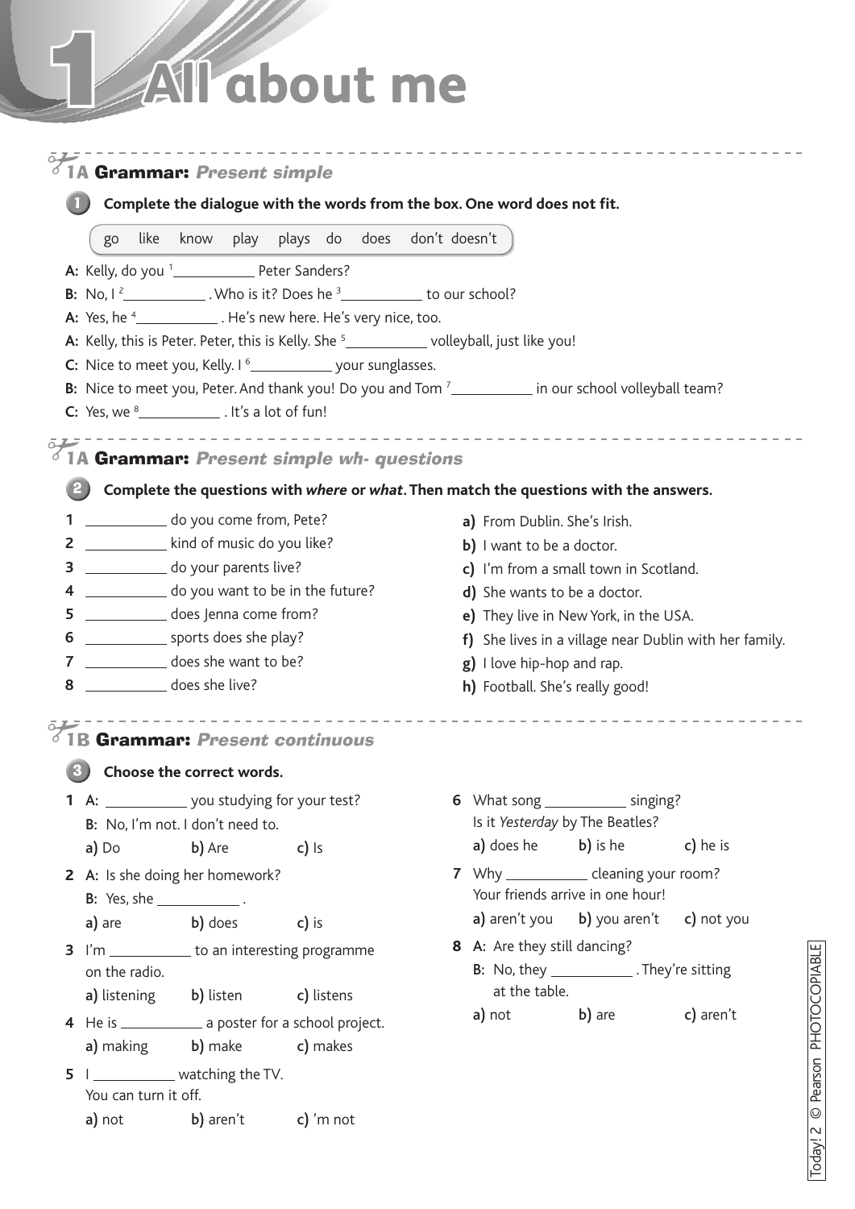# 1 All about me

## 1A Grammar: *Present simple*

**1 Complete the dialogue with the words from the box. One word does not fit.**

go like know play plays do does don't doesn't

**A:** Kelly, do you [1]__________ Peter Sanders?
**B:** No, I [2]__________ . Who is it? Does he [3]__________ to our school?
**A:** Yes, he [4]__________ . He's new here. He's very nice, too.
**A:** Kelly, this is Peter. Peter, this is Kelly. She [5]__________ volleyball, just like you!
**C:** Nice to meet you, Kelly. I [6]__________ your sunglasses.
**B:** Nice to meet you, Peter. And thank you! Do you and Tom [7]__________ in our school volleyball team?
**C:** Yes, we [8]__________ . It's a lot of fun!

## 1A Grammar: *Present simple wh- questions*

**2 Complete the questions with *where* or *what*. Then match the questions with the answers.**

1 __________ do you come from, Pete?
2 __________ kind of music do you like?
3 __________ do your parents live?
4 __________ do you want to be in the future?
5 __________ does Jenna come from?
6 __________ sports does she play?
7 __________ does she want to be?
8 __________ does she live?

**a)** From Dublin. She's Irish.
**b)** I want to be a doctor.
**c)** I'm from a small town in Scotland.
**d)** She wants to be a doctor.
**e)** They live in New York, in the USA.
**f)** She lives in a village near Dublin with her family.
**g)** I love hip-hop and rap.
**h)** Football. She's really good!

## 1B Grammar: *Present continuous*

**3 Choose the correct words.**

**1 A:** __________ you studying for your test?
**B:** No, I'm not. I don't need to.
**a)** Do **b)** Are **c)** Is

**2 A:** Is she doing her homework?
**B:** Yes, she __________ .
**a)** are **b)** does **c)** is

**3** I'm __________ to an interesting programme on the radio.
**a)** listening **b)** listen **c)** listens

**4** He is __________ a poster for a school project.
**a)** making **b)** make **c)** makes

**5** I __________ watching the TV. You can turn it off.
**a)** not **b)** aren't **c)** 'm not

**6** What song __________ singing? Is it *Yesterday* by The Beatles?
**a)** does he **b)** is he **c)** he is

**7** Why __________ cleaning your room? Your friends arrive in one hour!
**a)** aren't you **b)** you aren't **c)** not you

**8 A:** Are they still dancing?
**B:** No, they __________ . They're sitting at the table.
**a)** not **b)** are **c)** aren't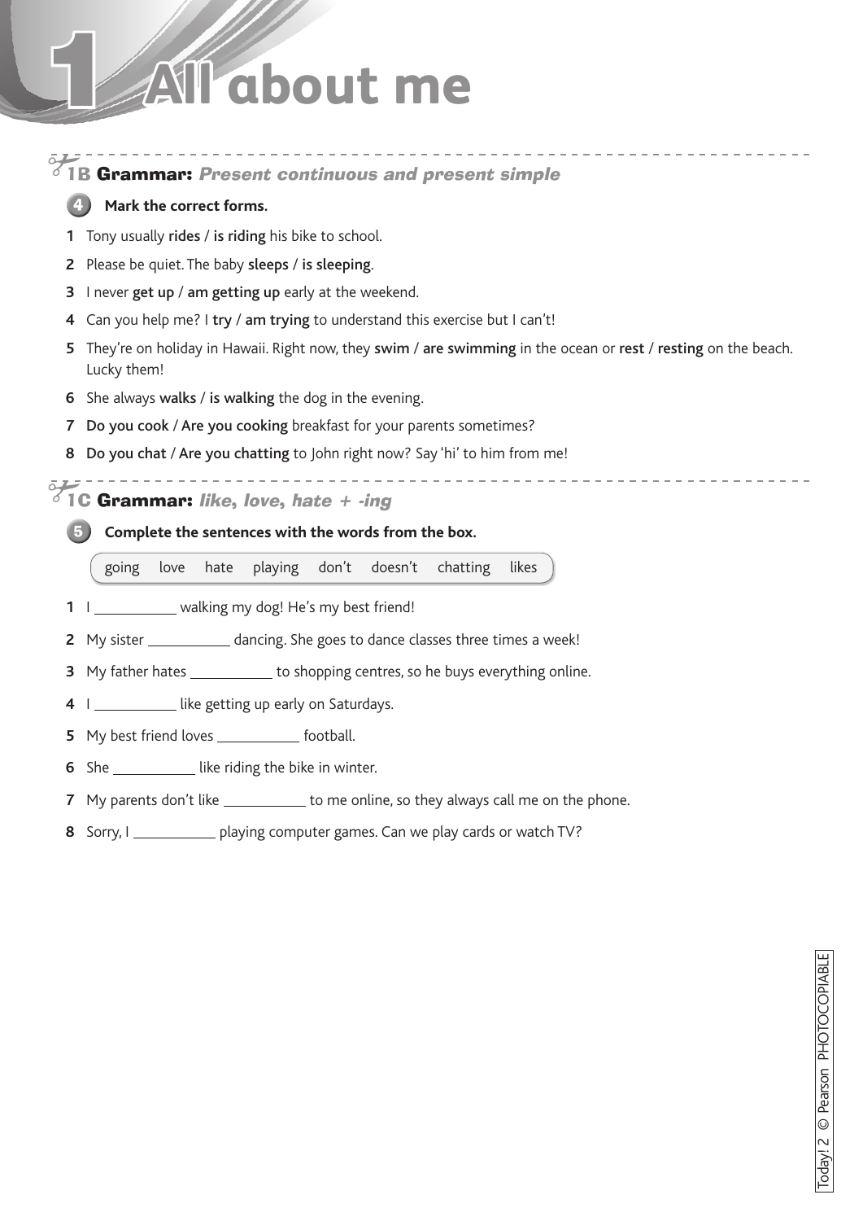# 1 All about me

## 1B Grammar: *Present continuous and present simple*

**4 Mark the correct forms.**

1 Tony usually **rides** / **is riding** his bike to school.
2 Please be quiet. The baby **sleeps** / **is sleeping**.
3 I never **get up** / **am getting up** early at the weekend.
4 Can you help me? I **try** / **am trying** to understand this exercise but I can't!
5 They're on holiday in Hawaii. Right now, they **swim** / **are swimming** in the ocean or **rest** / **resting** on the beach. Lucky them!
6 She always **walks** / **is walking** the dog in the evening.
7 **Do you cook** / **Are you cooking** breakfast for your parents sometimes?
8 **Do you chat** / **Are you chatting** to John right now? Say 'hi' to him from me!

## 1C Grammar: *like, love, hate + -ing*

**5 Complete the sentences with the words from the box.**

going love hate playing don't doesn't chatting likes

1 I __________ walking my dog! He's my best friend!
2 My sister __________ dancing. She goes to dance classes three times a week!
3 My father hates __________ to shopping centres, so he buys everything online.
4 I __________ like getting up early on Saturdays.
5 My best friend loves __________ football.
6 She __________ like riding the bike in winter.
7 My parents don't like __________ to me online, so they always call me on the phone.
8 Sorry, I __________ playing computer games. Can we play cards or watch TV?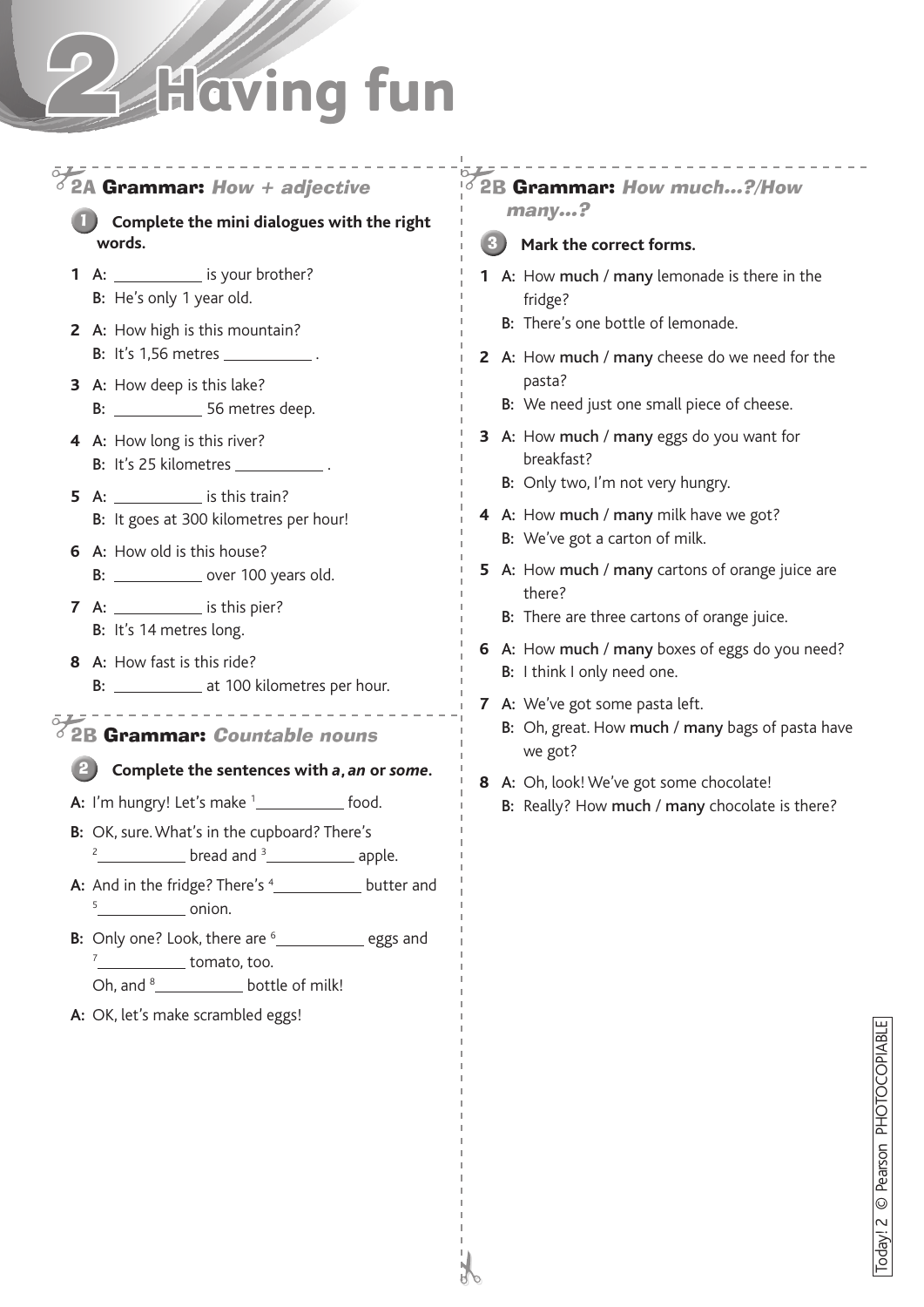# 2 Having fun

## 2A Grammar: *How + adjective*

**1 Complete the mini dialogues with the right words.**

**1** **A:** __________ is your brother?
**B:** He's only 1 year old.

**2** **A:** How high is this mountain?
**B:** It's 1,56 metres __________ .

**3** **A:** How deep is this lake?
**B:** __________ 56 metres deep.

**4** **A:** How long is this river?
**B:** It's 25 kilometres __________ .

**5** **A:** __________ is this train?
**B:** It goes at 300 kilometres per hour!

**6** **A:** How old is this house?
**B:** __________ over 100 years old.

**7** **A:** __________ is this pier?
**B:** It's 14 metres long.

**8** **A:** How fast is this ride?
**B:** __________ at 100 kilometres per hour.

## 2B Grammar: *Countable nouns*

**2 Complete the sentences with *a*, *an* or *some*.**

**A:** I'm hungry! Let's make [1]__________ food.

**B:** OK, sure. What's in the cupboard? There's [2]__________ bread and [3]__________ apple.

**A:** And in the fridge? There's [4]__________ butter and [5]__________ onion.

**B:** Only one? Look, there are [6]__________ eggs and [7]__________ tomato, too.
Oh, and [8]__________ bottle of milk!

**A:** OK, let's make scrambled eggs!

## 2B Grammar: *How much...?/How many...?*

**3 Mark the correct forms.**

**1** **A:** How **much** / **many** lemonade is there in the fridge?
**B:** There's one bottle of lemonade.

**2** **A:** How **much** / **many** cheese do we need for the pasta?
**B:** We need just one small piece of cheese.

**3** **A:** How **much** / **many** eggs do you want for breakfast?
**B:** Only two, I'm not very hungry.

**4** **A:** How **much** / **many** milk have we got?
**B:** We've got a carton of milk.

**5** **A:** How **much** / **many** cartons of orange juice are there?
**B:** There are three cartons of orange juice.

**6** **A:** How **much** / **many** boxes of eggs do you need?
**B:** I think I only need one.

**7** **A:** We've got some pasta left.
**B:** Oh, great. How **much** / **many** bags of pasta have we got?

**8** **A:** Oh, look! We've got some chocolate!
**B:** Really? How **much** / **many** chocolate is there?

Today! 2 © Pearson PHOTOCOPIABLE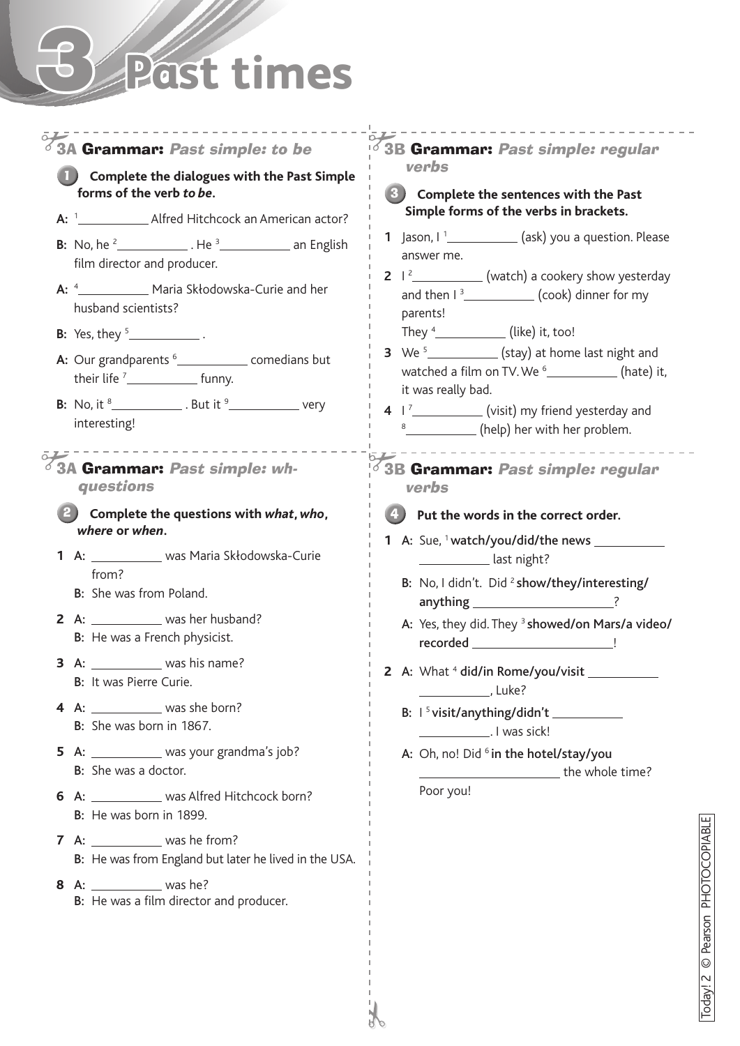# 3 Past times

## 3A Grammar: *Past simple: to be*

**1 Complete the dialogues with the Past Simple forms of the verb *to be*.**

**A:** [1]__________ Alfred Hitchcock an American actor?

**B:** No, he [2]__________ . He [3]__________ an English film director and producer.

**A:** [4]__________ Maria Skłodowska-Curie and her husband scientists?

**B:** Yes, they [5]__________ .

**A:** Our grandparents [6]__________ comedians but their life [7]__________ funny.

**B:** No, it [8]__________ . But it [9]__________ very interesting!

## 3A Grammar: *Past simple: wh-questions*

**2 Complete the questions with *what*, *who*, *where* or *when*.**

1 **A:** __________ was Maria Skłodowska-Curie from?
  **B:** She was from Poland.
2 **A:** __________ was her husband?
  **B:** He was a French physicist.
3 **A:** __________ was his name?
  **B:** It was Pierre Curie.
4 **A:** __________ was she born?
  **B:** She was born in 1867.
5 **A:** __________ was your grandma's job?
  **B:** She was a doctor.
6 **A:** __________ was Alfred Hitchcock born?
  **B:** He was born in 1899.
7 **A:** __________ was he from?
  **B:** He was from England but later he lived in the USA.
8 **A:** __________ was he?
  **B:** He was a film director and producer.

## 3B Grammar: *Past simple: regular verbs*

**3 Complete the sentences with the Past Simple forms of the verbs in brackets.**

1 Jason, I [1]__________ (ask) you a question. Please answer me.
2 I [2]__________ (watch) a cookery show yesterday and then I [3]__________ (cook) dinner for my parents!
  They [4]__________ (like) it, too!
3 We [5]__________ (stay) at home last night and watched a film on TV. We [6]__________ (hate) it, it was really bad.
4 I [7]__________ (visit) my friend yesterday and [8]__________ (help) her with her problem.

## 3B Grammar: *Past simple: regular verbs*

**4 Put the words in the correct order.**

1 **A:** Sue, [1] **watch/you/did/the news** ____________________ last night?
  **B:** No, I didn't. Did [2] **show/they/interesting/anything** ____________________?
  **A:** Yes, they did. They [3] **showed/on Mars/a video/recorded** ____________________!
2 **A:** What [4] **did/in Rome/you/visit** ____________________, Luke?
  **B:** I [5] **visit/anything/didn't** ____________________. I was sick!
  **A:** Oh, no! Did [6] **in the hotel/stay/you** ____________________ the whole time? Poor you!

Today! 2 © Pearson PHOTOCOPIABLE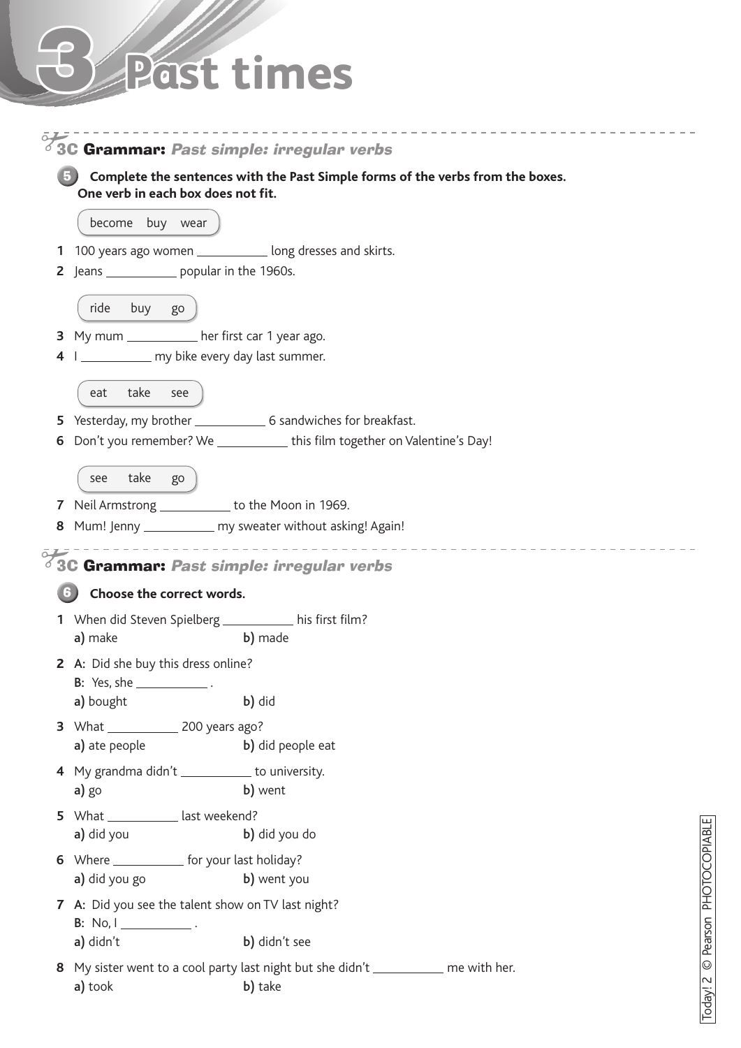# 3 Past times

## 3C Grammar: *Past simple: irregular verbs*

**5 Complete the sentences with the Past Simple forms of the verbs from the boxes. One verb in each box does not fit.**

become buy wear

1 100 years ago women ___________ long dresses and skirts.
2 Jeans ___________ popular in the 1960s.

ride buy go

3 My mum ___________ her first car 1 year ago.
4 I ___________ my bike every day last summer.

eat take see

5 Yesterday, my brother ___________ 6 sandwiches for breakfast.
6 Don't you remember? We ___________ this film together on Valentine's Day!

see take go

7 Neil Armstrong ___________ to the Moon in 1969.
8 Mum! Jenny ___________ my sweater without asking! Again!

## 3C Grammar: *Past simple: irregular verbs*

**6 Choose the correct words.**

1 When did Steven Spielberg ___________ his first film?
**a)** make **b)** made

2 **A:** Did she buy this dress online?
**B:** Yes, she ___________ .
**a)** bought **b)** did

3 What ___________ 200 years ago?
**a)** ate people **b)** did people eat

4 My grandma didn't ___________ to university.
**a)** go **b)** went

5 What ___________ last weekend?
**a)** did you **b)** did you do

6 Where ___________ for your last holiday?
**a)** did you go **b)** went you

7 **A:** Did you see the talent show on TV last night?
**B:** No, I ___________ .
**a)** didn't **b)** didn't see

8 My sister went to a cool party last night but she didn't ___________ me with her.
**a)** took **b)** take

Today! 2 © Pearson PHOTOCOPIABLE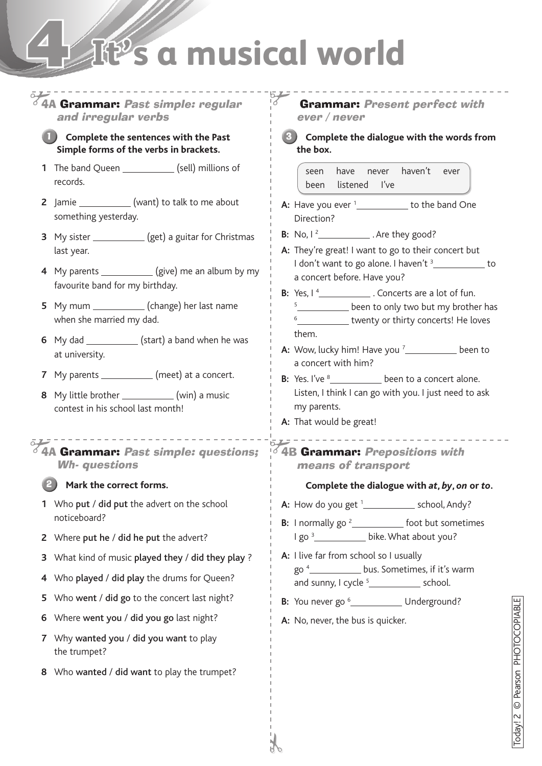# 4 It's a musical world

## 4A Grammar: *Past simple: regular and irregular verbs*

**1 Complete the sentences with the Past Simple forms of the verbs in brackets.**

1. The band Queen __________ (sell) millions of records.
2. Jamie __________ (want) to talk to me about something yesterday.
3. My sister __________ (get) a guitar for Christmas last year.
4. My parents __________ (give) me an album by my favourite band for my birthday.
5. My mum __________ (change) her last name when she married my dad.
6. My dad __________ (start) a band when he was at university.
7. My parents __________ (meet) at a concert.
8. My little brother __________ (win) a music contest in his school last month!

## Grammar: *Present perfect with ever / never*

**3 Complete the dialogue with the words from the box.**

> seen have never haven't ever been listened I've

**A:** Have you ever [1]__________ to the band One Direction?

**B:** No, I [2]__________ . Are they good?

**A:** They're great! I want to go to their concert but I don't want to go alone. I haven't [3]__________ to a concert before. Have you?

**B:** Yes, I [4]__________ . Concerts are a lot of fun. [5]__________ been to only two but my brother has [6]__________ twenty or thirty concerts! He loves them.

**A:** Wow, lucky him! Have you [7]__________ been to a concert with him?

**B:** Yes. I've [8]__________ been to a concert alone. Listen, I think I can go with you. I just need to ask my parents.

**A:** That would be great!

## 4A Grammar: *Past simple: questions; Wh- questions*

**2 Mark the correct forms.**

1. Who **put** / **did put** the advert on the school noticeboard?
2. Where **put he** / **did he put** the advert?
3. What kind of music **played they** / **did they play** ?
4. Who **played** / **did play** the drums for Queen?
5. Who **went** / **did go** to the concert last night?
6. Where **went you** / **did you go** last night?
7. Why **wanted you** / **did you want** to play the trumpet?
8. Who **wanted** / **did want** to play the trumpet?

## 4B Grammar: *Prepositions with means of transport*

**Complete the dialogue with *at*, *by*, *on* or *to*.**

**A:** How do you get [1]__________ school, Andy?

**B:** I normally go [2]__________ foot but sometimes I go [3]__________ bike. What about you?

**A:** I live far from school so I usually go [4]__________ bus. Sometimes, if it's warm and sunny, I cycle [5]__________ school.

**B:** You never go [6]__________ Underground?

**A:** No, never, the bus is quicker.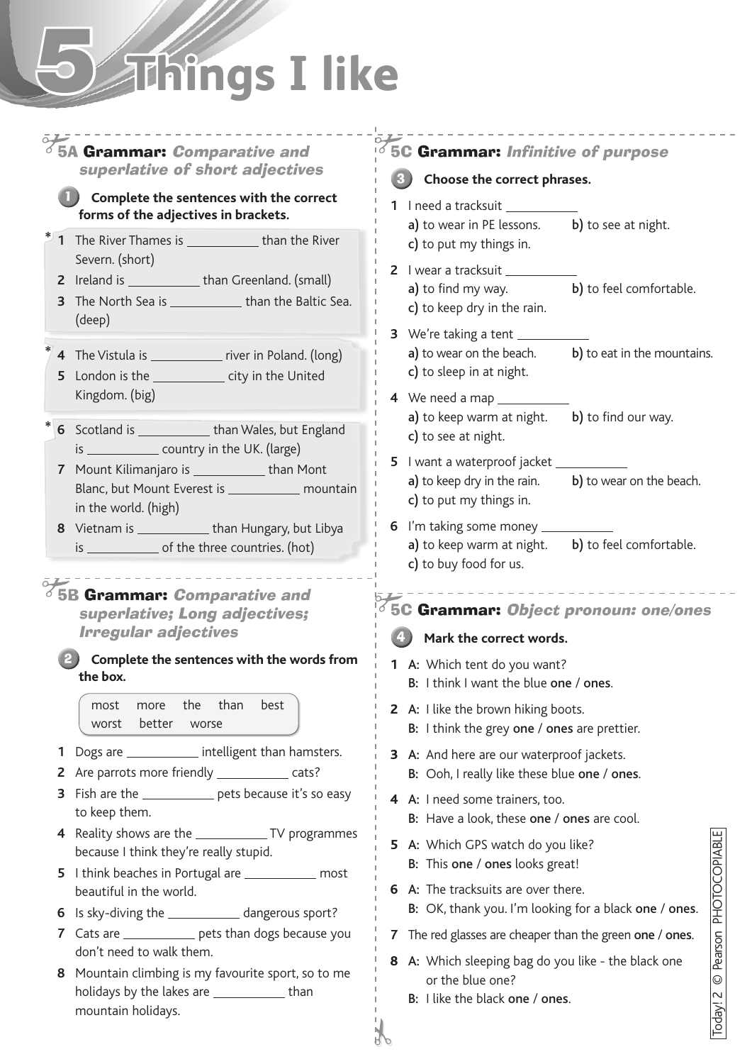# 5 Things I like

## 5A Grammar: *Comparative and superlative of short adjectives*

**1 Complete the sentences with the correct forms of the adjectives in brackets.**

\* 1 The River Thames is ___________ than the River Severn. (short)
2 Ireland is ___________ than Greenland. (small)
3 The North Sea is ___________ than the Baltic Sea. (deep)

\* 4 The Vistula is ___________ river in Poland. (long)
5 London is the ___________ city in the United Kingdom. (big)

\* 6 Scotland is ___________ than Wales, but England is ___________ country in the UK. (large)
7 Mount Kilimanjaro is ___________ than Mont Blanc, but Mount Everest is ___________ mountain in the world. (high)
8 Vietnam is ___________ than Hungary, but Libya is ___________ of the three countries. (hot)

## 5B Grammar: *Comparative and superlative; Long adjectives; Irregular adjectives*

**2 Complete the sentences with the words from the box.**

| most | more | the | than | best |
|---|---|---|---|---|
| worst | better | worse | | |

1 Dogs are ___________ intelligent than hamsters.
2 Are parrots more friendly ___________ cats?
3 Fish are the ___________ pets because it's so easy to keep them.
4 Reality shows are the ___________ TV programmes because I think they're really stupid.
5 I think beaches in Portugal are ___________ most beautiful in the world.
6 Is sky-diving the ___________ dangerous sport?
7 Cats are ___________ pets than dogs because you don't need to walk them.
8 Mountain climbing is my favourite sport, so to me holidays by the lakes are ___________ than mountain holidays.

## 5C Grammar: *Infinitive of purpose*

**3 Choose the correct phrases.**

1 I need a tracksuit ___________
a) to wear in PE lessons. b) to see at night. c) to put my things in.

2 I wear a tracksuit ___________
a) to find my way. b) to feel comfortable. c) to keep dry in the rain.

3 We're taking a tent ___________
a) to wear on the beach. b) to eat in the mountains. c) to sleep in at night.

4 We need a map ___________
a) to keep warm at night. b) to find our way. c) to see at night.

5 I want a waterproof jacket ___________
a) to keep dry in the rain. b) to wear on the beach. c) to put my things in.

6 I'm taking some money ___________
a) to keep warm at night. b) to feel comfortable. c) to buy food for us.

## 5C Grammar: *Object pronoun: one/ones*

**4 Mark the correct words.**

1 A: Which tent do you want?
B: I think I want the blue **one** / **ones**.

2 A: I like the brown hiking boots.
B: I think the grey **one** / **ones** are prettier.

3 A: And here are our waterproof jackets.
B: Ooh, I really like these blue **one** / **ones**.

4 A: I need some trainers, too.
B: Have a look, these **one** / **ones** are cool.

5 A: Which GPS watch do you like?
B: This **one** / **ones** looks great!

6 A: The tracksuits are over there.
B: OK, thank you. I'm looking for a black **one** / **ones**.

7 The red glasses are cheaper than the green **one** / **ones**.

8 A: Which sleeping bag do you like - the black one or the blue one?
B: I like the black **one** / **ones**.

Today! 2 © Pearson PHOTOCOPIABLE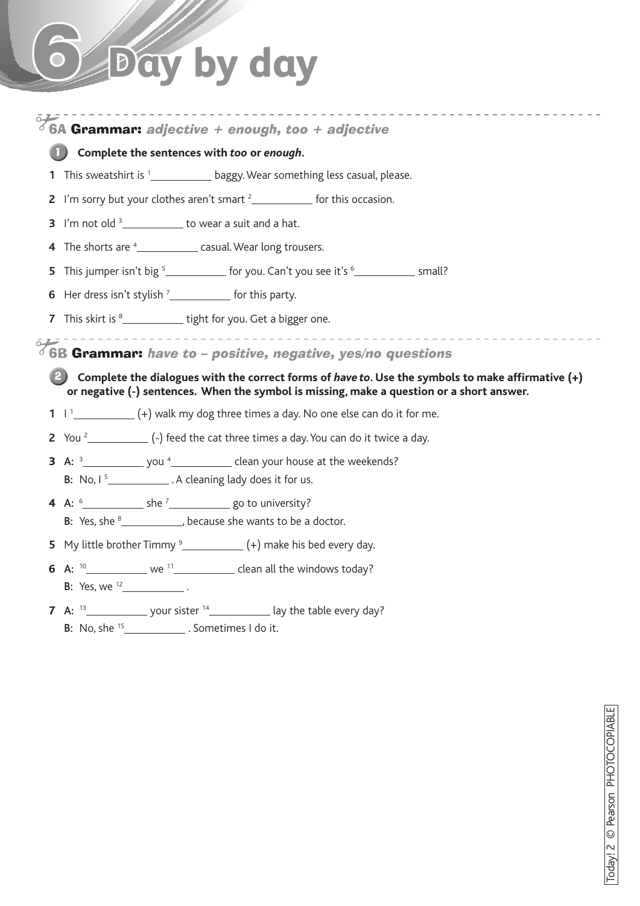# 6 Day by day

## 6A Grammar: *adjective + enough, too + adjective*

**1 Complete the sentences with *too* or *enough*.**

1 This sweatshirt is [1]__________ baggy. Wear something less casual, please.

2 I'm sorry but your clothes aren't smart [2]__________ for this occasion.

3 I'm not old [3]__________ to wear a suit and a hat.

4 The shorts are [4]__________ casual. Wear long trousers.

5 This jumper isn't big [5]__________ for you. Can't you see it's [6]__________ small?

6 Her dress isn't stylish [7]__________ for this party.

7 This skirt is [8]__________ tight for you. Get a bigger one.

## 6B Grammar: *have to – positive, negative, yes/no questions*

**2 Complete the dialogues with the correct forms of *have to*. Use the symbols to make affirmative (+) or negative (-) sentences. When the symbol is missing, make a question or a short answer.**

1 I [1]__________ (+) walk my dog three times a day. No one else can do it for me.

2 You [2]__________ (-) feed the cat three times a day. You can do it twice a day.

3 A: [3]__________ you [4]__________ clean your house at the weekends?
B: No, I [5]__________ . A cleaning lady does it for us.

4 A: [6]__________ she [7]__________ go to university?
B: Yes, she [8]__________, because she wants to be a doctor.

5 My little brother Timmy [9]__________ (+) make his bed every day.

6 A: [10]__________ we [11]__________ clean all the windows today?
B: Yes, we [12]__________ .

7 A: [13]__________ your sister [14]__________ lay the table every day?
B: No, she [15]__________ . Sometimes I do it.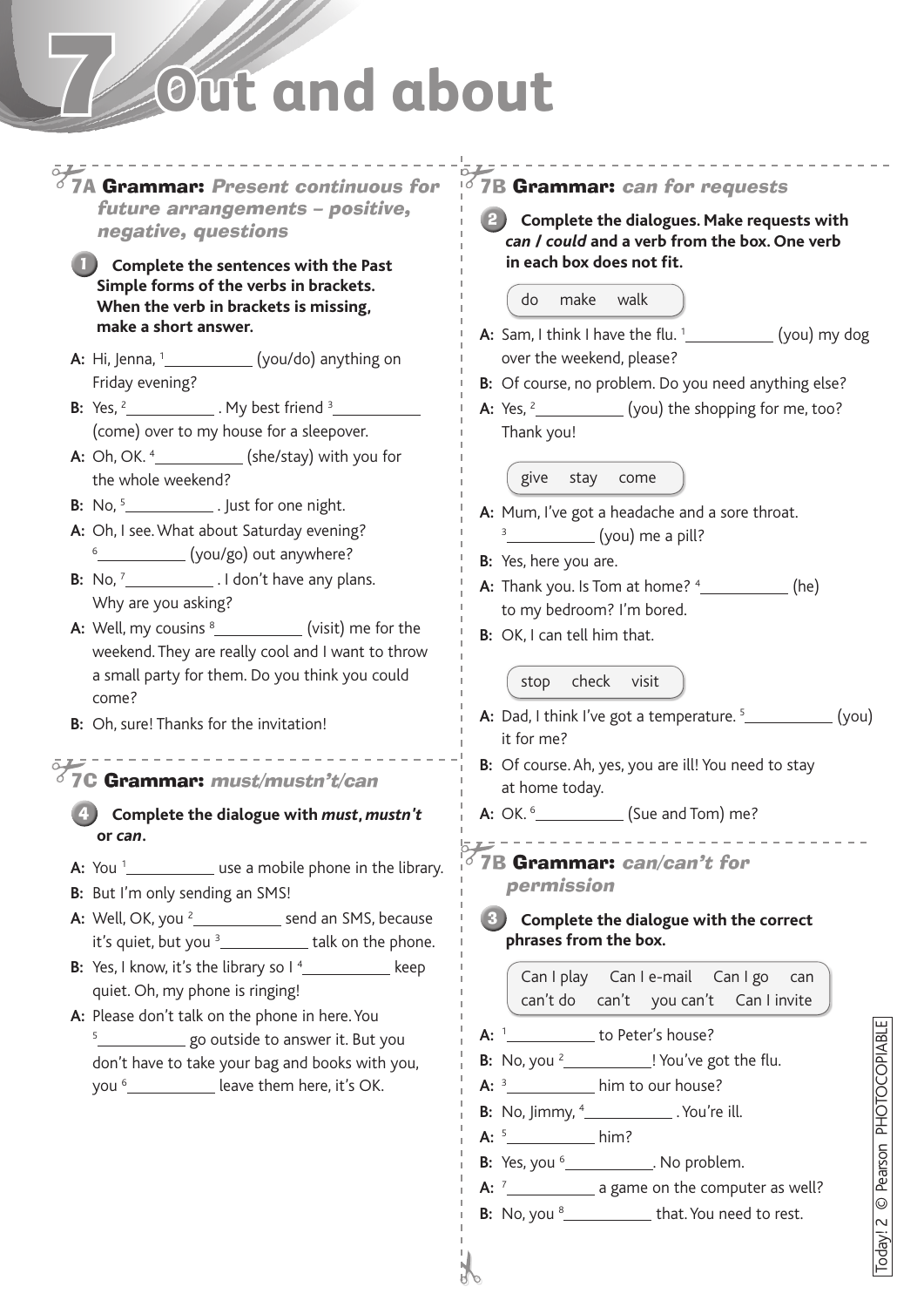# 7 Out and about

## 7A Grammar: *Present continuous for future arrangements – positive, negative, questions*

**1** **Complete the sentences with the Past Simple forms of the verbs in brackets. When the verb in brackets is missing, make a short answer.**

**A:** Hi, Jenna, [1]__________ (you/do) anything on Friday evening?

**B:** Yes, [2]__________ . My best friend [3]__________ (come) over to my house for a sleepover.

**A:** Oh, OK. [4]__________ (she/stay) with you for the whole weekend?

**B:** No, [5]__________ . Just for one night.

**A:** Oh, I see. What about Saturday evening? [6]__________ (you/go) out anywhere?

**B:** No, [7]__________ . I don't have any plans. Why are you asking?

**A:** Well, my cousins [8]__________ (visit) me for the weekend. They are really cool and I want to throw a small party for them. Do you think you could come?

**B:** Oh, sure! Thanks for the invitation!

## 7C Grammar: *must/mustn't/can*

**4** **Complete the dialogue with *must*, *mustn't* or *can*.**

**A:** You [1]__________ use a mobile phone in the library.

**B:** But I'm only sending an SMS!

**A:** Well, OK, you [2]__________ send an SMS, because it's quiet, but you [3]__________ talk on the phone.

**B:** Yes, I know, it's the library so I [4]__________ keep quiet. Oh, my phone is ringing!

**A:** Please don't talk on the phone in here. You [5]__________ go outside to answer it. But you don't have to take your bag and books with you, you [6]__________ leave them here, it's OK.

## 7B Grammar: *can for requests*

**2** **Complete the dialogues. Make requests with *can / could* and a verb from the box. One verb in each box does not fit.**

do make walk

**A:** Sam, I think I have the flu. [1]__________ (you) my dog over the weekend, please?

**B:** Of course, no problem. Do you need anything else?

**A:** Yes, [2]__________ (you) the shopping for me, too? Thank you!

give stay come

**A:** Mum, I've got a headache and a sore throat. [3]__________ (you) me a pill?

**B:** Yes, here you are.

**A:** Thank you. Is Tom at home? [4]__________ (he) to my bedroom? I'm bored.

**B:** OK, I can tell him that.

stop check visit

**A:** Dad, I think I've got a temperature. [5]__________ (you) it for me?

**B:** Of course. Ah, yes, you are ill! You need to stay at home today.

**A:** OK. [6]__________ (Sue and Tom) me?

## 7B Grammar: *can/can't for permission*

**3** **Complete the dialogue with the correct phrases from the box.**

Can I play Can I e-mail Can I go can can't do can't you can't Can I invite

**A:** [1]__________ to Peter's house?

**B:** No, you [2]__________! You've got the flu.

**A:** [3]__________ him to our house?

**B:** No, Jimmy, [4]__________ . You're ill.

**A:** [5]__________ him?

**B:** Yes, you [6]__________. No problem.

**A:** [7]__________ a game on the computer as well?

**B:** No, you [8]__________ that. You need to rest.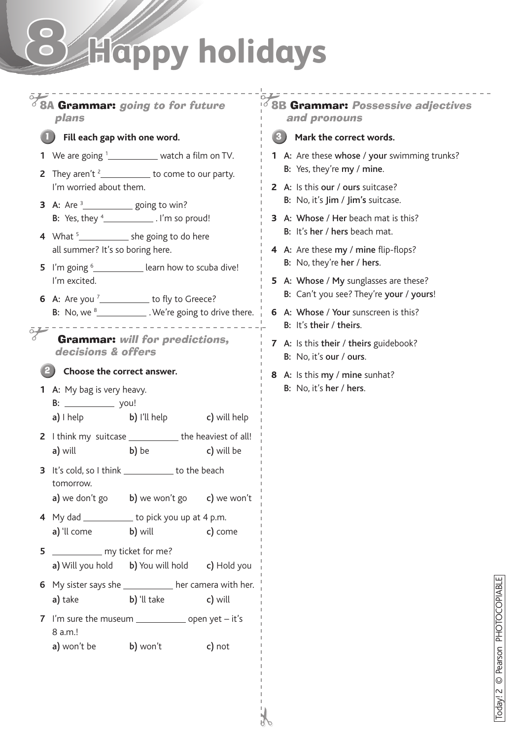# 8 Happy holidays

## 8A Grammar: *going to for future plans*

**1 Fill each gap with one word.**

1 We are going [1]__________ watch a film on TV.

2 They aren't [2]__________ to come to our party. I'm worried about them.

3 A: Are [3]__________ going to win?
B: Yes, they [4]__________ . I'm so proud!

4 What [5]__________ she going to do here all summer? It's so boring here.

5 I'm going [6]__________ learn how to scuba dive! I'm excited.

6 A: Are you [7]__________ to fly to Greece?
B: No, we [8]__________ . We're going to drive there.

## Grammar: *will for predictions, decisions & offers*

**2 Choose the correct answer.**

1 A: My bag is very heavy.
B: __________ you!
a) I help b) I'll help c) will help

2 I think my suitcase __________ the heaviest of all!
a) will b) be c) will be

3 It's cold, so I think __________ to the beach tomorrow.
a) we don't go b) we won't go c) we won't

4 My dad __________ to pick you up at 4 p.m.
a) 'll come b) will c) come

5 __________ my ticket for me?
a) Will you hold b) You will hold c) Hold you

6 My sister says she __________ her camera with her.
a) take b) 'll take c) will

7 I'm sure the museum __________ open yet – it's 8 a.m.!
a) won't be b) won't c) not

## 8B Grammar: *Possessive adjectives and pronouns*

**3 Mark the correct words.**

1 A: Are these **whose** / **your** swimming trunks?
B: Yes, they're **my** / **mine**.

2 A: Is this **our** / **ours** suitcase?
B: No, it's **Jim** / **Jim's** suitcase.

3 A: **Whose** / **Her** beach mat is this?
B: It's **her** / **hers** beach mat.

4 A: Are these **my** / **mine** flip-flops?
B: No, they're **her** / **hers**.

5 A: **Whose** / **My** sunglasses are these?
B: Can't you see? They're **your** / **yours**!

6 A: **Whose** / **Your** sunscreen is this?
B: It's **their** / **theirs**.

7 A: Is this **their** / **theirs** guidebook?
B: No, it's **our** / **ours**.

8 A: Is this **my** / **mine** sunhat?
B: No, it's **her** / **hers**.

Today! 2 © Pearson PHOTOCOPIABLE